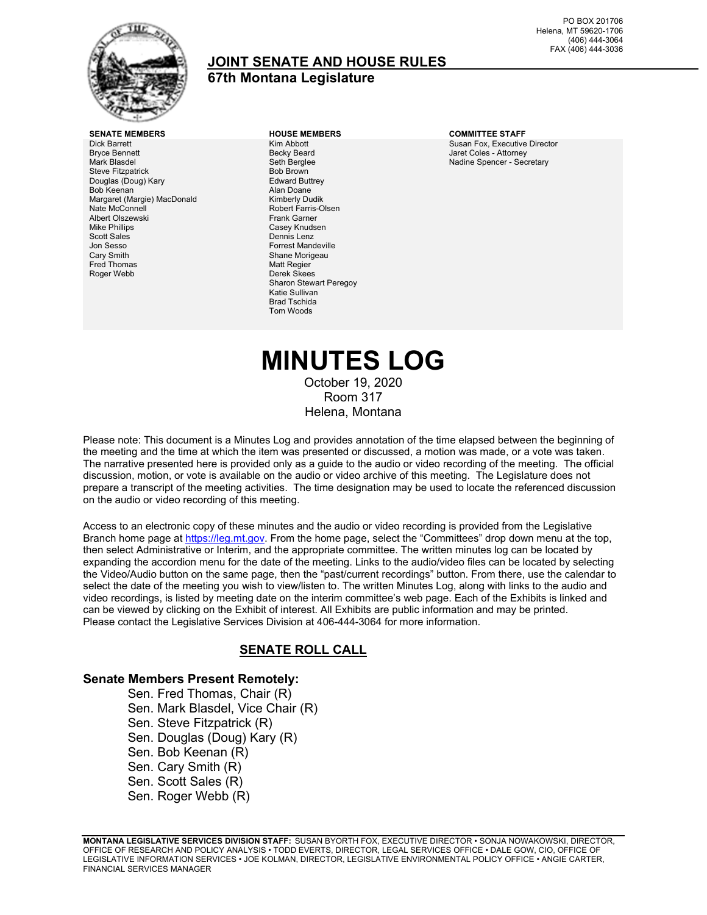PO BOX 201706
Helena, MT 59620-1706
(406) 444-3064
FAX (406) 444-3036

## JOINT SENATE AND HOUSE RULES
### 67th Montana Legislature

| SENATE MEMBERS | HOUSE MEMBERS | COMMITTEE STAFF |
| --- | --- | --- |
| Dick Barrett | Kim Abbott | Susan Fox, Executive Director |
| Bryce Bennett | Becky Beard | Jaret Coles - Attorney |
| Mark Blasdel | Seth Berglee | Nadine Spencer - Secretary |
| Steve Fitzpatrick | Bob Brown | |
| Douglas (Doug) Kary | Edward Buttrey | |
| Bob Keenan | Alan Doane | |
| Margaret (Margie) MacDonald | Kimberly Dudik | |
| Nate McConnell | Robert Farris-Olsen | |
| Albert Olszewski | Frank Garner | |
| Mike Phillips | Casey Knudsen | |
| Scott Sales | Dennis Lenz | |
| Jon Sesso | Forrest Mandeville | |
| Cary Smith | Shane Morigeau | |
| Fred Thomas | Matt Regier | |
| Roger Webb | Derek Skees | |
| | Sharon Stewart Peregoy | |
| | Katie Sullivan | |
| | Brad Tschida | |
| | Tom Woods | |

# MINUTES LOG

October 19, 2020
Room 317
Helena, Montana

Please note: This document is a Minutes Log and provides annotation of the time elapsed between the beginning of the meeting and the time at which the item was presented or discussed, a motion was made, or a vote was taken. The narrative presented here is provided only as a guide to the audio or video recording of the meeting. The official discussion, motion, or vote is available on the audio or video archive of this meeting. The Legislature does not prepare a transcript of the meeting activities. The time designation may be used to locate the referenced discussion on the audio or video recording of this meeting.

Access to an electronic copy of these minutes and the audio or video recording is provided from the Legislative Branch home page at https://leg.mt.gov. From the home page, select the "Committees" drop down menu at the top, then select Administrative or Interim, and the appropriate committee. The written minutes log can be located by expanding the accordion menu for the date of the meeting. Links to the audio/video files can be located by selecting the Video/Audio button on the same page, then the "past/current recordings" button. From there, use the calendar to select the date of the meeting you wish to view/listen to. The written Minutes Log, along with links to the audio and video recordings, is listed by meeting date on the interim committee's web page. Each of the Exhibits is linked and can be viewed by clicking on the Exhibit of interest. All Exhibits are public information and may be printed. Please contact the Legislative Services Division at 406-444-3064 for more information.

## SENATE ROLL CALL

### Senate Members Present Remotely:

- Sen. Fred Thomas, Chair (R)
- Sen. Mark Blasdel, Vice Chair (R)
- Sen. Steve Fitzpatrick (R)
- Sen. Douglas (Doug) Kary (R)
- Sen. Bob Keenan (R)
- Sen. Cary Smith (R)
- Sen. Scott Sales (R)
- Sen. Roger Webb (R)

**MONTANA LEGISLATIVE SERVICES DIVISION STAFF:** SUSAN BYORTH FOX, EXECUTIVE DIRECTOR • SONJA NOWAKOWSKI, DIRECTOR, OFFICE OF RESEARCH AND POLICY ANALYSIS • TODD EVERTS, DIRECTOR, LEGAL SERVICES OFFICE • DALE GOW, CIO, OFFICE OF LEGISLATIVE INFORMATION SERVICES • JOE KOLMAN, DIRECTOR, LEGISLATIVE ENVIRONMENTAL POLICY OFFICE • ANGIE CARTER, FINANCIAL SERVICES MANAGER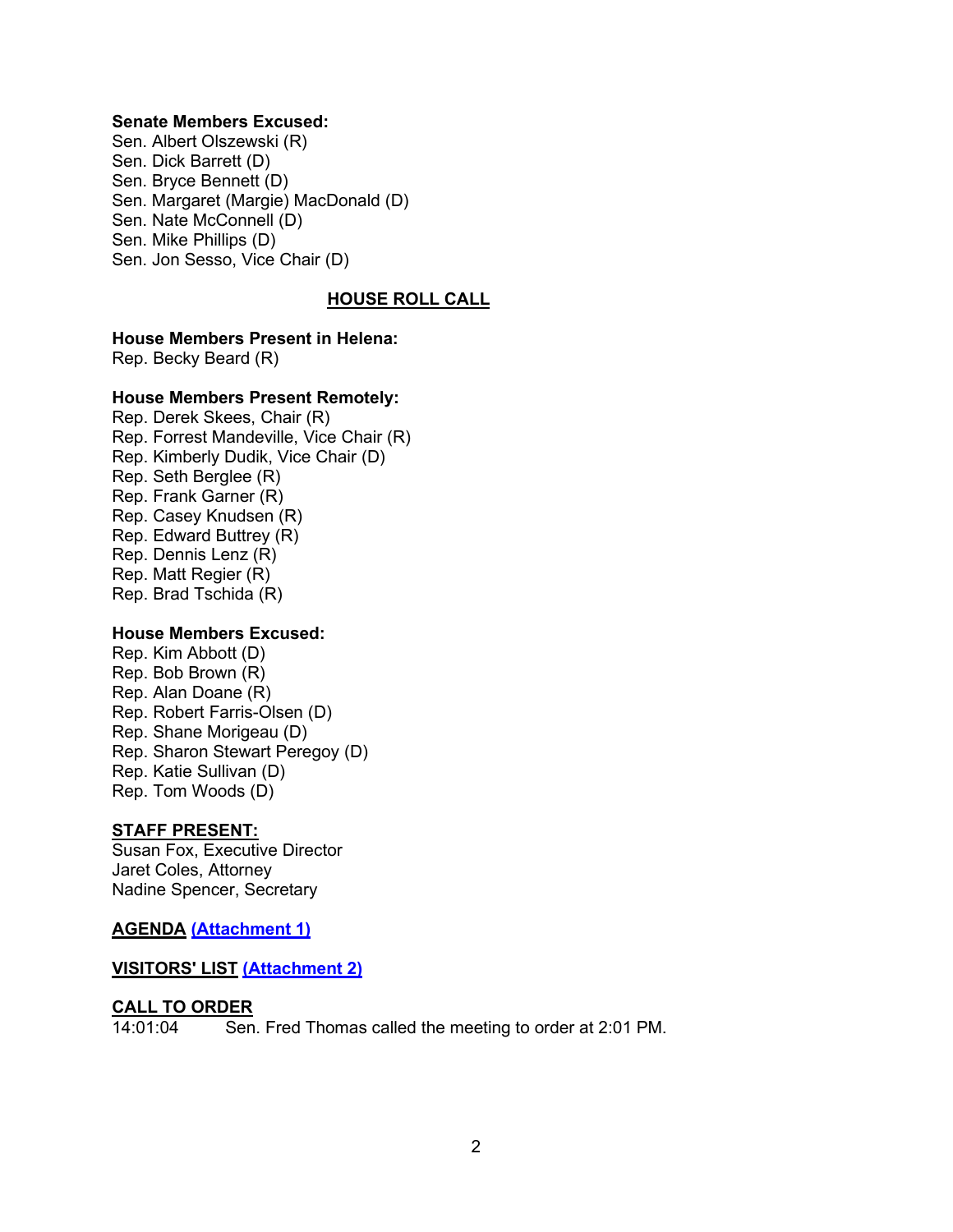**Senate Members Excused:**
Sen. Albert Olszewski (R)
Sen. Dick Barrett (D)
Sen. Bryce Bennett (D)
Sen. Margaret (Margie) MacDonald (D)
Sen. Nate McConnell (D)
Sen. Mike Phillips (D)
Sen. Jon Sesso, Vice Chair (D)

## HOUSE ROLL CALL

**House Members Present in Helena:**
Rep. Becky Beard (R)

**House Members Present Remotely:**
Rep. Derek Skees, Chair (R)
Rep. Forrest Mandeville, Vice Chair (R)
Rep. Kimberly Dudik, Vice Chair (D)
Rep. Seth Berglee (R)
Rep. Frank Garner (R)
Rep. Casey Knudsen (R)
Rep. Edward Buttrey (R)
Rep. Dennis Lenz (R)
Rep. Matt Regier (R)
Rep. Brad Tschida (R)

**House Members Excused:**
Rep. Kim Abbott (D)
Rep. Bob Brown (R)
Rep. Alan Doane (R)
Rep. Robert Farris-Olsen (D)
Rep. Shane Morigeau (D)
Rep. Sharon Stewart Peregoy (D)
Rep. Katie Sullivan (D)
Rep. Tom Woods (D)

**STAFF PRESENT:**
Susan Fox, Executive Director
Jaret Coles, Attorney
Nadine Spencer, Secretary

**AGENDA (Attachment 1)**

**VISITORS' LIST (Attachment 2)**

**CALL TO ORDER**
14:01:04 Sen. Fred Thomas called the meeting to order at 2:01 PM.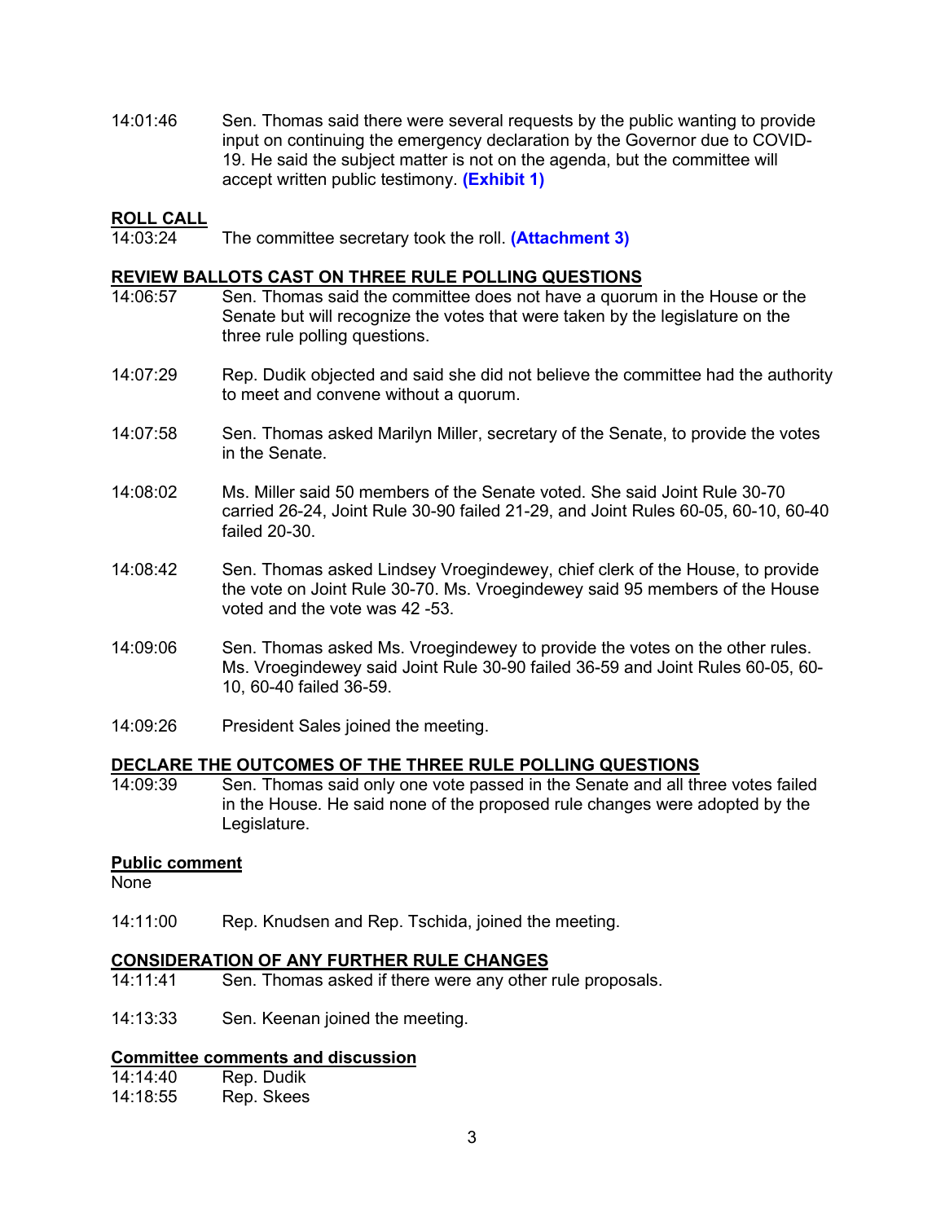14:01:46 Sen. Thomas said there were several requests by the public wanting to provide input on continuing the emergency declaration by the Governor due to COVID-19. He said the subject matter is not on the agenda, but the committee will accept written public testimony. **(Exhibit 1)**

**ROLL CALL**

14:03:24 The committee secretary took the roll. **(Attachment 3)**

**REVIEW BALLOTS CAST ON THREE RULE POLLING QUESTIONS**

14:06:57 Sen. Thomas said the committee does not have a quorum in the House or the Senate but will recognize the votes that were taken by the legislature on the three rule polling questions.

14:07:29 Rep. Dudik objected and said she did not believe the committee had the authority to meet and convene without a quorum.

14:07:58 Sen. Thomas asked Marilyn Miller, secretary of the Senate, to provide the votes in the Senate.

14:08:02 Ms. Miller said 50 members of the Senate voted. She said Joint Rule 30-70 carried 26-24, Joint Rule 30-90 failed 21-29, and Joint Rules 60-05, 60-10, 60-40 failed 20-30.

14:08:42 Sen. Thomas asked Lindsey Vroegindewey, chief clerk of the House, to provide the vote on Joint Rule 30-70. Ms. Vroegindewey said 95 members of the House voted and the vote was 42 -53.

14:09:06 Sen. Thomas asked Ms. Vroegindewey to provide the votes on the other rules. Ms. Vroegindewey said Joint Rule 30-90 failed 36-59 and Joint Rules 60-05, 60-10, 60-40 failed 36-59.

14:09:26 President Sales joined the meeting.

**DECLARE THE OUTCOMES OF THE THREE RULE POLLING QUESTIONS**

14:09:39 Sen. Thomas said only one vote passed in the Senate and all three votes failed in the House. He said none of the proposed rule changes were adopted by the Legislature.

**Public comment**

None

14:11:00 Rep. Knudsen and Rep. Tschida, joined the meeting.

**CONSIDERATION OF ANY FURTHER RULE CHANGES**

14:11:41 Sen. Thomas asked if there were any other rule proposals.

14:13:33 Sen. Keenan joined the meeting.

**Committee comments and discussion**

14:14:40 Rep. Dudik

14:18:55 Rep. Skees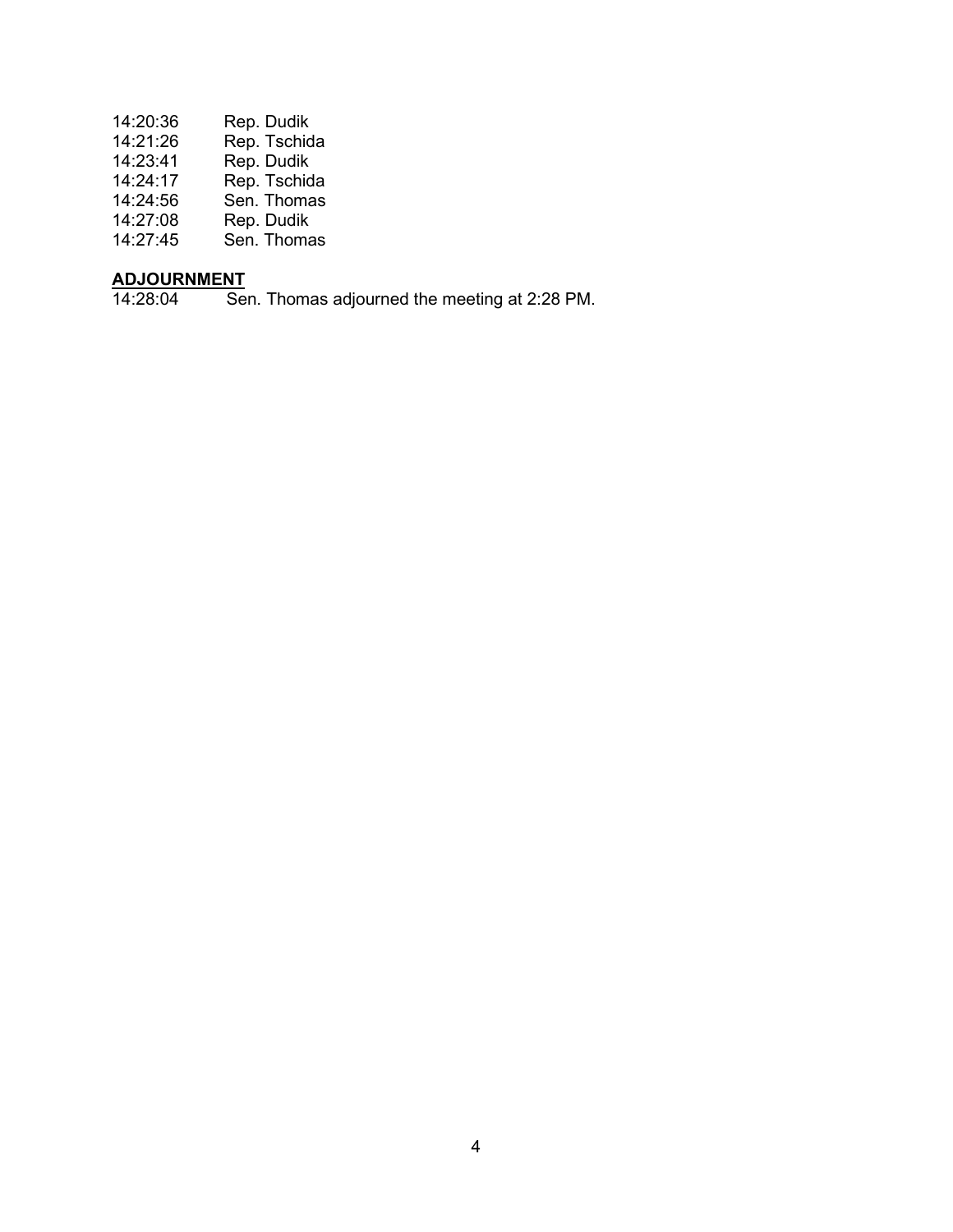14:20:36 Rep. Dudik
14:21:26 Rep. Tschida
14:23:41 Rep. Dudik
14:24:17 Rep. Tschida
14:24:56 Sen. Thomas
14:27:08 Rep. Dudik
14:27:45 Sen. Thomas

**ADJOURNMENT**

14:28:04 Sen. Thomas adjourned the meeting at 2:28 PM.